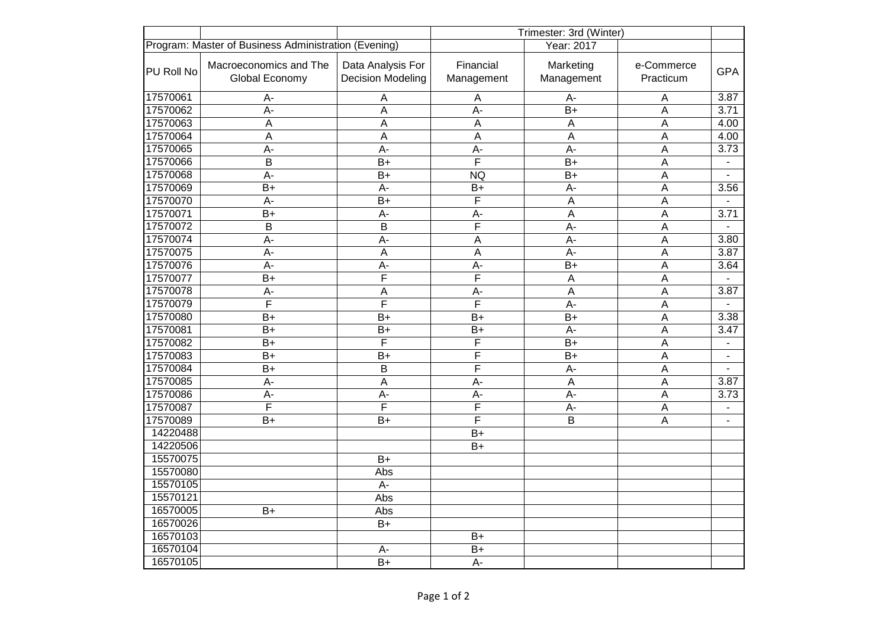| | | | Trimester: 3rd (Winter) | | | |
|---|---|---|---|---|---|---|
| Program: Master of Business Administration (Evening) | | | | Year: 2017 | | |
| PU Roll No | Macroeconomics and The Global Economy | Data Analysis For Decision Modeling | Financial Management | Marketing Management | e-Commerce Practicum | GPA |
| 17570061 | A- | A | A | A- | A | 3.87 |
| 17570062 | A- | A | A- | B+ | A | 3.71 |
| 17570063 | A | A | A | A | A | 4.00 |
| 17570064 | A | A | A | A | A | 4.00 |
| 17570065 | A- | A- | A- | A- | A | 3.73 |
| 17570066 | B | B+ | F | B+ | A | - |
| 17570068 | A- | B+ | NQ | B+ | A | - |
| 17570069 | B+ | A- | B+ | A- | A | 3.56 |
| 17570070 | A- | B+ | F | A | A | - |
| 17570071 | B+ | A- | A- | A | A | 3.71 |
| 17570072 | B | B | F | A- | A | - |
| 17570074 | A- | A- | A | A- | A | 3.80 |
| 17570075 | A- | A | A | A- | A | 3.87 |
| 17570076 | A- | A- | A- | B+ | A | 3.64 |
| 17570077 | B+ | F | F | A | A | - |
| 17570078 | A- | A | A- | A | A | 3.87 |
| 17570079 | F | F | F | A- | A | - |
| 17570080 | B+ | B+ | B+ | B+ | A | 3.38 |
| 17570081 | B+ | B+ | B+ | A- | A | 3.47 |
| 17570082 | B+ | F | F | B+ | A | - |
| 17570083 | B+ | B+ | F | B+ | A | - |
| 17570084 | B+ | B | F | A- | A | - |
| 17570085 | A- | A | A- | A | A | 3.87 |
| 17570086 | A- | A- | A- | A- | A | 3.73 |
| 17570087 | F | F | F | A- | A | - |
| 17570089 | B+ | B+ | F | B | A | - |
| 14220488 | | | B+ | | | |
| 14220506 | | | B+ | | | |
| 15570075 | | B+ | | | | |
| 15570080 | | Abs | | | | |
| 15570105 | | A- | | | | |
| 15570121 | | Abs | | | | |
| 16570005 | B+ | Abs | | | | |
| 16570026 | | B+ | | | | |
| 16570103 | | | B+ | | | |
| 16570104 | | A- | B+ | | | |
| 16570105 | | B+ | A- | | | |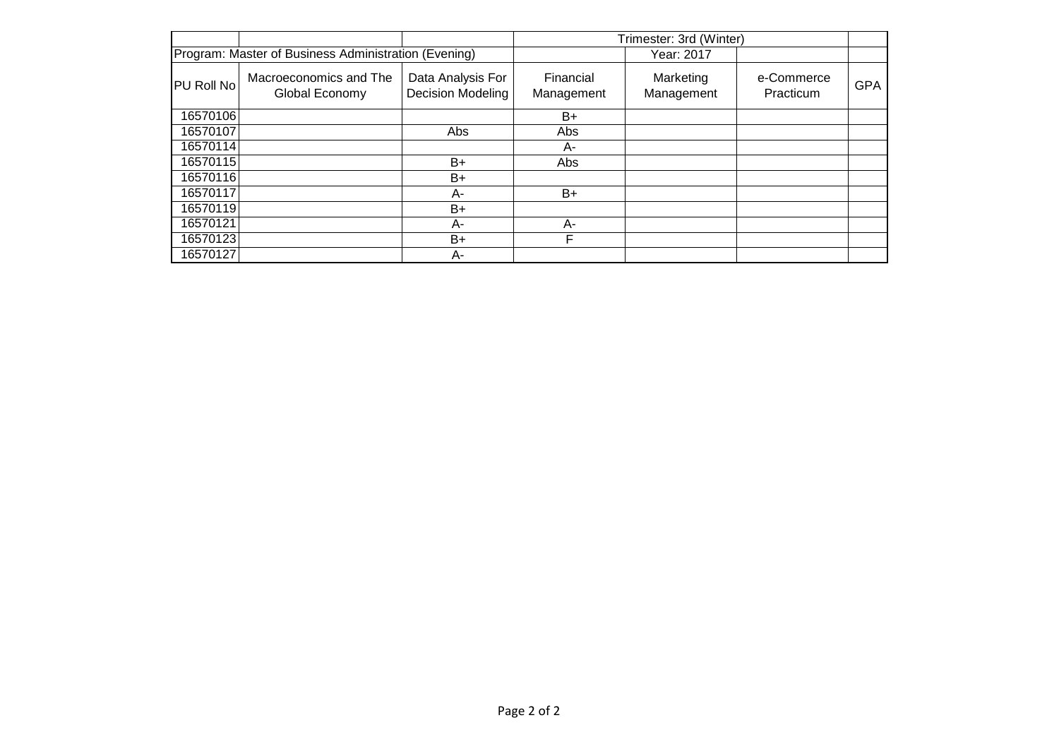| | | | | | | |
|---|---|---|---|---|---|---|
| | | | Trimester: 3rd (Winter) | | | |
| Program: Master of Business Administration (Evening) | | | | Year: 2017 | | |
| PU Roll No | Macroeconomics and The Global Economy | Data Analysis For Decision Modeling | Financial Management | Marketing Management | e-Commerce Practicum | GPA |
| 16570106 | | | B+ | | | |
| 16570107 | | Abs | Abs | | | |
| 16570114 | | | A- | | | |
| 16570115 | | B+ | Abs | | | |
| 16570116 | | B+ | | | | |
| 16570117 | | A- | B+ | | | |
| 16570119 | | B+ | | | | |
| 16570121 | | A- | A- | | | |
| 16570123 | | B+ | F | | | |
| 16570127 | | A- | | | | |